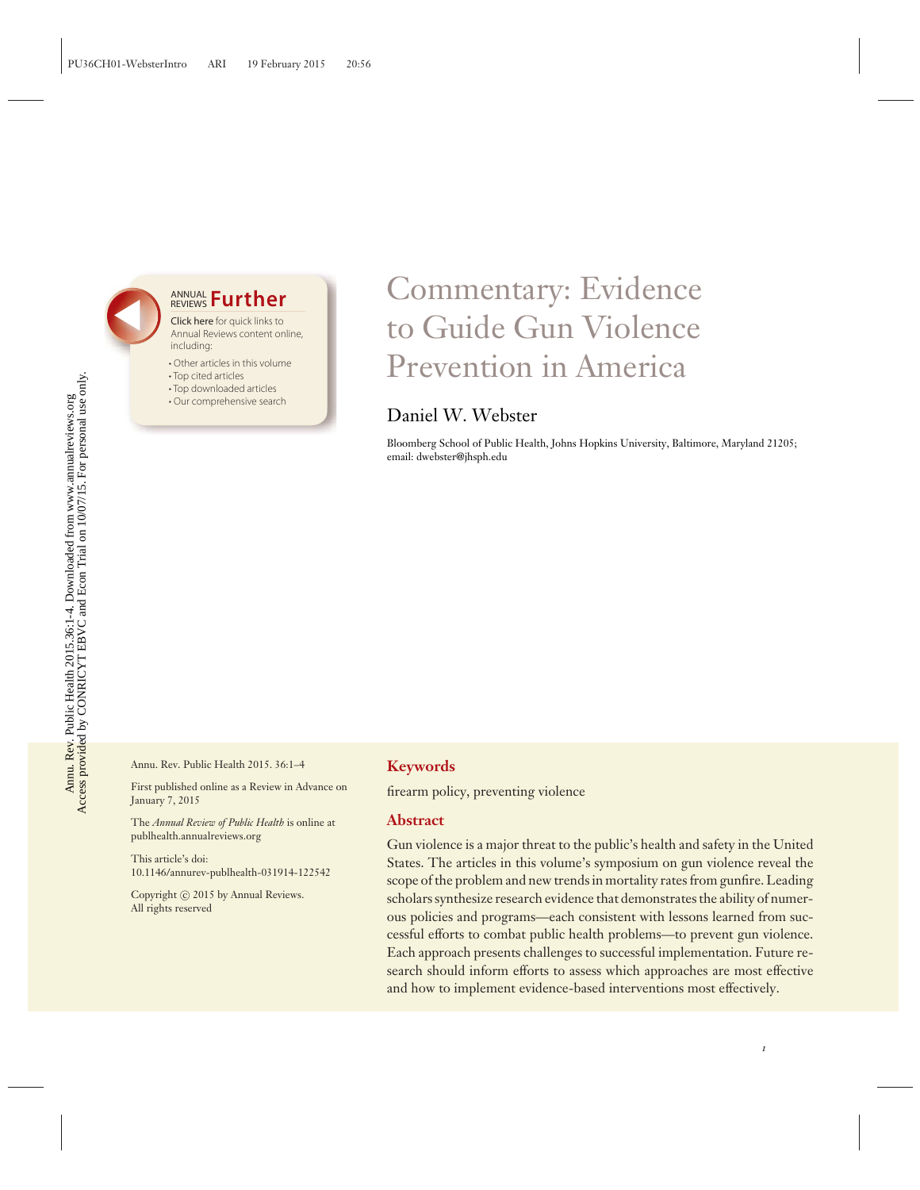# Commentary: Evidence to Guide Gun Violence Prevention in America

Daniel W. Webster

Bloomberg School of Public Health, Johns Hopkins University, Baltimore, Maryland 21205; email: dwebster@jhsph.edu

Annu. Rev. Public Health 2015. 36:1–4

First published online as a Review in Advance on January 7, 2015

The *Annual Review of Public Health* is online at publhealth.annualreviews.org

This article's doi: 10.1146/annurev-publhealth-031914-122542

Copyright © 2015 by Annual Reviews. All rights reserved

## Keywords

firearm policy, preventing violence

## Abstract

Gun violence is a major threat to the public's health and safety in the United States. The articles in this volume's symposium on gun violence reveal the scope of the problem and new trends in mortality rates from gunfire. Leading scholars synthesize research evidence that demonstrates the ability of numerous policies and programs—each consistent with lessons learned from successful efforts to combat public health problems—to prevent gun violence. Each approach presents challenges to successful implementation. Future research should inform efforts to assess which approaches are most effective and how to implement evidence-based interventions most effectively.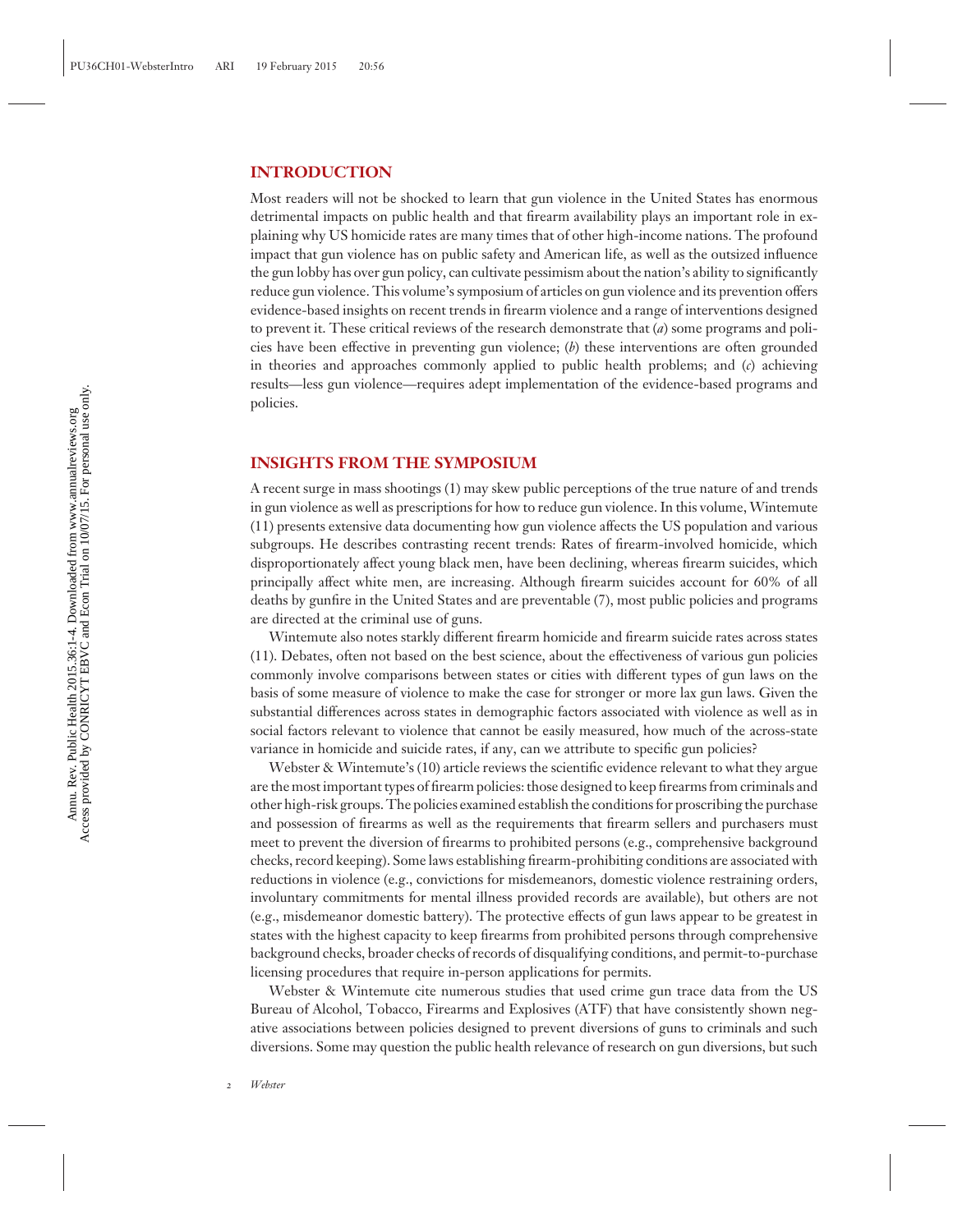## INTRODUCTION

Most readers will not be shocked to learn that gun violence in the United States has enormous detrimental impacts on public health and that firearm availability plays an important role in explaining why US homicide rates are many times that of other high-income nations. The profound impact that gun violence has on public safety and American life, as well as the outsized influence the gun lobby has over gun policy, can cultivate pessimism about the nation's ability to significantly reduce gun violence. This volume's symposium of articles on gun violence and its prevention offers evidence-based insights on recent trends in firearm violence and a range of interventions designed to prevent it. These critical reviews of the research demonstrate that (*a*) some programs and policies have been effective in preventing gun violence; (*b*) these interventions are often grounded in theories and approaches commonly applied to public health problems; and (*c*) achieving results—less gun violence—requires adept implementation of the evidence-based programs and policies.

## INSIGHTS FROM THE SYMPOSIUM

A recent surge in mass shootings (1) may skew public perceptions of the true nature of and trends in gun violence as well as prescriptions for how to reduce gun violence. In this volume, Wintemute (11) presents extensive data documenting how gun violence affects the US population and various subgroups. He describes contrasting recent trends: Rates of firearm-involved homicide, which disproportionately affect young black men, have been declining, whereas firearm suicides, which principally affect white men, are increasing. Although firearm suicides account for 60% of all deaths by gunfire in the United States and are preventable (7), most public policies and programs are directed at the criminal use of guns.

Wintemute also notes starkly different firearm homicide and firearm suicide rates across states (11). Debates, often not based on the best science, about the effectiveness of various gun policies commonly involve comparisons between states or cities with different types of gun laws on the basis of some measure of violence to make the case for stronger or more lax gun laws. Given the substantial differences across states in demographic factors associated with violence as well as in social factors relevant to violence that cannot be easily measured, how much of the across-state variance in homicide and suicide rates, if any, can we attribute to specific gun policies?

Webster & Wintemute's (10) article reviews the scientific evidence relevant to what they argue are the most important types of firearm policies: those designed to keep firearms from criminals and other high-risk groups. The policies examined establish the conditions for proscribing the purchase and possession of firearms as well as the requirements that firearm sellers and purchasers must meet to prevent the diversion of firearms to prohibited persons (e.g., comprehensive background checks, record keeping). Some laws establishing firearm-prohibiting conditions are associated with reductions in violence (e.g., convictions for misdemeanors, domestic violence restraining orders, involuntary commitments for mental illness provided records are available), but others are not (e.g., misdemeanor domestic battery). The protective effects of gun laws appear to be greatest in states with the highest capacity to keep firearms from prohibited persons through comprehensive background checks, broader checks of records of disqualifying conditions, and permit-to-purchase licensing procedures that require in-person applications for permits.

Webster & Wintemute cite numerous studies that used crime gun trace data from the US Bureau of Alcohol, Tobacco, Firearms and Explosives (ATF) that have consistently shown negative associations between policies designed to prevent diversions of guns to criminals and such diversions. Some may question the public health relevance of research on gun diversions, but such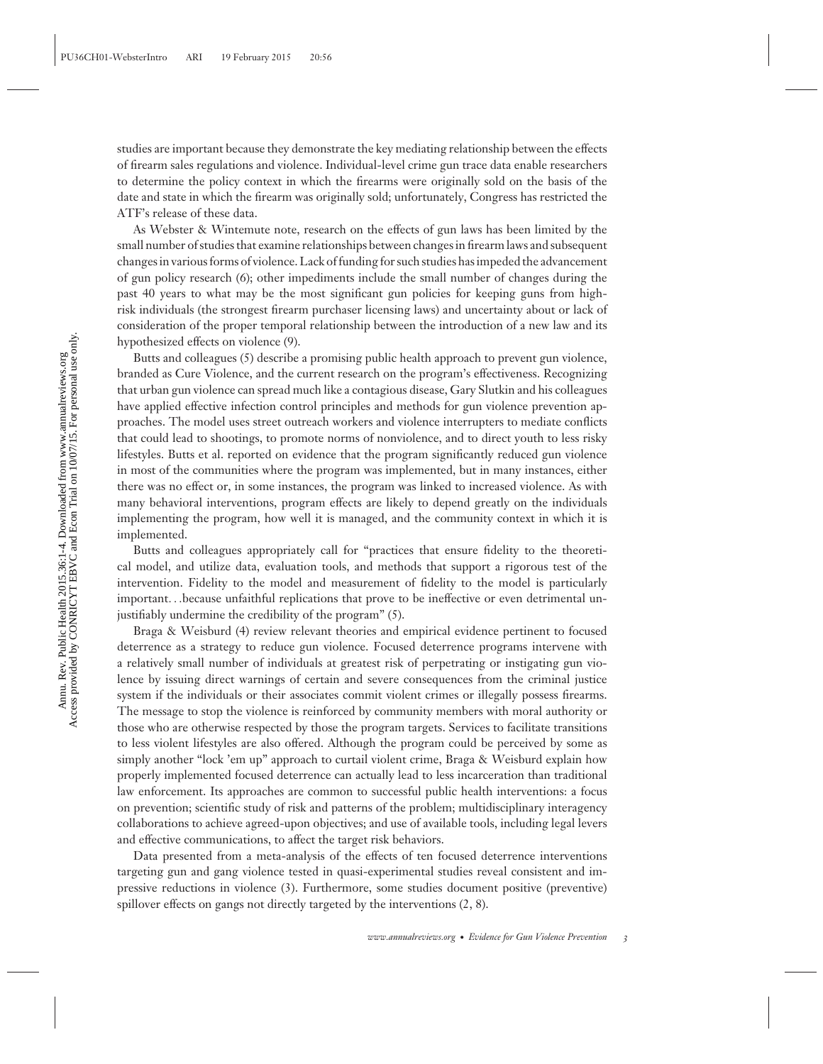studies are important because they demonstrate the key mediating relationship between the effects of firearm sales regulations and violence. Individual-level crime gun trace data enable researchers to determine the policy context in which the firearms were originally sold on the basis of the date and state in which the firearm was originally sold; unfortunately, Congress has restricted the ATF's release of these data.

As Webster & Wintemute note, research on the effects of gun laws has been limited by the small number of studies that examine relationships between changes in firearm laws and subsequent changes in various forms of violence. Lack of funding for such studies has impeded the advancement of gun policy research (6); other impediments include the small number of changes during the past 40 years to what may be the most significant gun policies for keeping guns from high-risk individuals (the strongest firearm purchaser licensing laws) and uncertainty about or lack of consideration of the proper temporal relationship between the introduction of a new law and its hypothesized effects on violence (9).

Butts and colleagues (5) describe a promising public health approach to prevent gun violence, branded as Cure Violence, and the current research on the program's effectiveness. Recognizing that urban gun violence can spread much like a contagious disease, Gary Slutkin and his colleagues have applied effective infection control principles and methods for gun violence prevention approaches. The model uses street outreach workers and violence interrupters to mediate conflicts that could lead to shootings, to promote norms of nonviolence, and to direct youth to less risky lifestyles. Butts et al. reported on evidence that the program significantly reduced gun violence in most of the communities where the program was implemented, but in many instances, either there was no effect or, in some instances, the program was linked to increased violence. As with many behavioral interventions, program effects are likely to depend greatly on the individuals implementing the program, how well it is managed, and the community context in which it is implemented.

Butts and colleagues appropriately call for "practices that ensure fidelity to the theoretical model, and utilize data, evaluation tools, and methods that support a rigorous test of the intervention. Fidelity to the model and measurement of fidelity to the model is particularly important…because unfaithful replications that prove to be ineffective or even detrimental unjustifiably undermine the credibility of the program" (5).

Braga & Weisburd (4) review relevant theories and empirical evidence pertinent to focused deterrence as a strategy to reduce gun violence. Focused deterrence programs intervene with a relatively small number of individuals at greatest risk of perpetrating or instigating gun violence by issuing direct warnings of certain and severe consequences from the criminal justice system if the individuals or their associates commit violent crimes or illegally possess firearms. The message to stop the violence is reinforced by community members with moral authority or those who are otherwise respected by those the program targets. Services to facilitate transitions to less violent lifestyles are also offered. Although the program could be perceived by some as simply another "lock 'em up" approach to curtail violent crime, Braga & Weisburd explain how properly implemented focused deterrence can actually lead to less incarceration than traditional law enforcement. Its approaches are common to successful public health interventions: a focus on prevention; scientific study of risk and patterns of the problem; multidisciplinary interagency collaborations to achieve agreed-upon objectives; and use of available tools, including legal levers and effective communications, to affect the target risk behaviors.

Data presented from a meta-analysis of the effects of ten focused deterrence interventions targeting gun and gang violence tested in quasi-experimental studies reveal consistent and impressive reductions in violence (3). Furthermore, some studies document positive (preventive) spillover effects on gangs not directly targeted by the interventions (2, 8).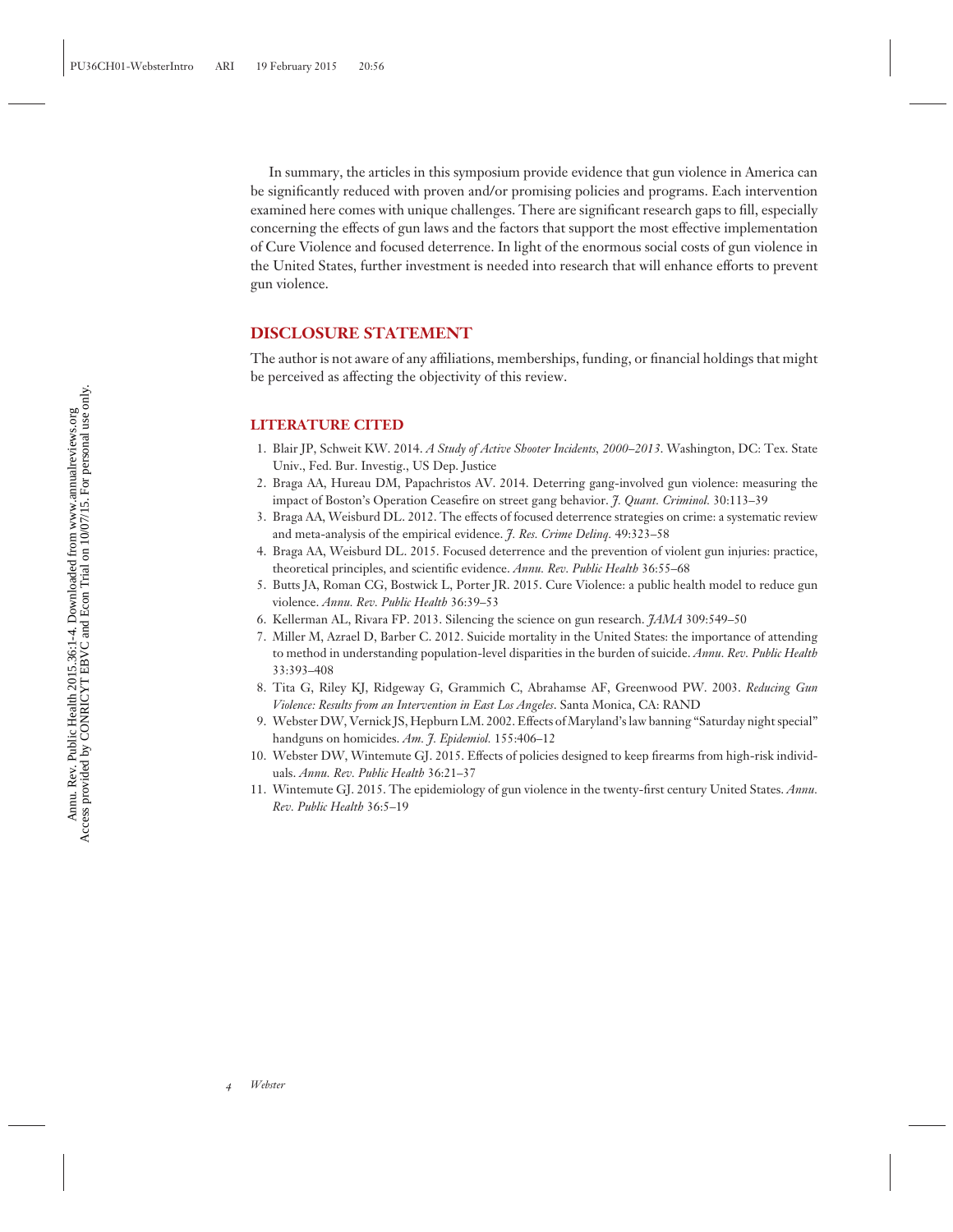In summary, the articles in this symposium provide evidence that gun violence in America can be significantly reduced with proven and/or promising policies and programs. Each intervention examined here comes with unique challenges. There are significant research gaps to fill, especially concerning the effects of gun laws and the factors that support the most effective implementation of Cure Violence and focused deterrence. In light of the enormous social costs of gun violence in the United States, further investment is needed into research that will enhance efforts to prevent gun violence.

## DISCLOSURE STATEMENT

The author is not aware of any affiliations, memberships, funding, or financial holdings that might be perceived as affecting the objectivity of this review.

## LITERATURE CITED

1. Blair JP, Schweit KW. 2014. *A Study of Active Shooter Incidents, 2000–2013*. Washington, DC: Tex. State Univ., Fed. Bur. Investig., US Dep. Justice
2. Braga AA, Hureau DM, Papachristos AV. 2014. Deterring gang-involved gun violence: measuring the impact of Boston's Operation Ceasefire on street gang behavior. *J. Quant. Criminol.* 30:113–39
3. Braga AA, Weisburd DL. 2012. The effects of focused deterrence strategies on crime: a systematic review and meta-analysis of the empirical evidence. *J. Res. Crime Delinq.* 49:323–58
4. Braga AA, Weisburd DL. 2015. Focused deterrence and the prevention of violent gun injuries: practice, theoretical principles, and scientific evidence. *Annu. Rev. Public Health* 36:55–68
5. Butts JA, Roman CG, Bostwick L, Porter JR. 2015. Cure Violence: a public health model to reduce gun violence. *Annu. Rev. Public Health* 36:39–53
6. Kellerman AL, Rivara FP. 2013. Silencing the science on gun research. *JAMA* 309:549–50
7. Miller M, Azrael D, Barber C. 2012. Suicide mortality in the United States: the importance of attending to method in understanding population-level disparities in the burden of suicide. *Annu. Rev. Public Health* 33:393–408
8. Tita G, Riley KJ, Ridgeway G, Grammich C, Abrahamse AF, Greenwood PW. 2003. *Reducing Gun Violence: Results from an Intervention in East Los Angeles*. Santa Monica, CA: RAND
9. Webster DW, Vernick JS, Hepburn LM. 2002. Effects of Maryland's law banning "Saturday night special" handguns on homicides. *Am. J. Epidemiol.* 155:406–12
10. Webster DW, Wintemute GJ. 2015. Effects of policies designed to keep firearms from high-risk individuals. *Annu. Rev. Public Health* 36:21–37
11. Wintemute GJ. 2015. The epidemiology of gun violence in the twenty-first century United States. *Annu. Rev. Public Health* 36:5–19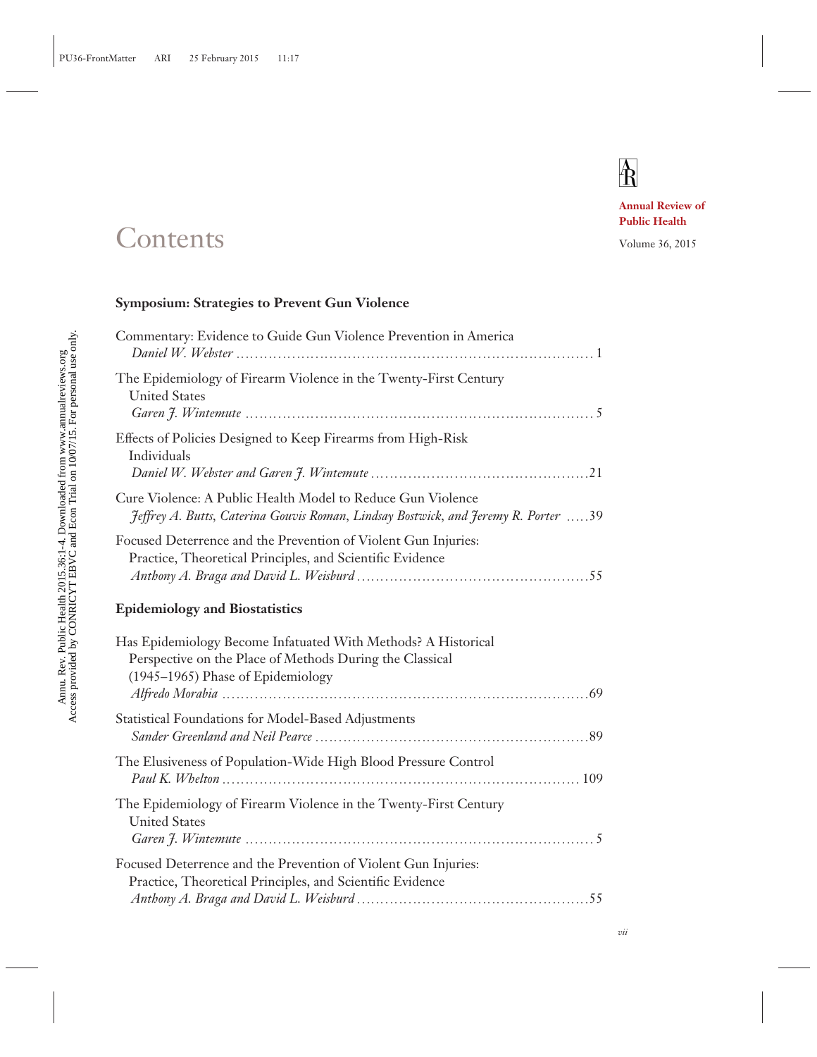# Contents

**Annual Review of Public Health**

Volume 36, 2015

## Symposium: Strategies to Prevent Gun Violence

Commentary: Evidence to Guide Gun Violence Prevention in America
*Daniel W. Webster* ............ 1

The Epidemiology of Firearm Violence in the Twenty-First Century United States
*Garen J. Wintemute* ............ 5

Effects of Policies Designed to Keep Firearms from High-Risk Individuals
*Daniel W. Webster and Garen J. Wintemute* ............ 21

Cure Violence: A Public Health Model to Reduce Gun Violence
*Jeffrey A. Butts, Caterina Gouvis Roman, Lindsay Bostwick, and Jeremy R. Porter* ............ 39

Focused Deterrence and the Prevention of Violent Gun Injuries: Practice, Theoretical Principles, and Scientific Evidence
*Anthony A. Braga and David L. Weisburd* ............ 55

## Epidemiology and Biostatistics

Has Epidemiology Become Infatuated With Methods? A Historical Perspective on the Place of Methods During the Classical (1945–1965) Phase of Epidemiology
*Alfredo Morabia* ............ 69

Statistical Foundations for Model-Based Adjustments
*Sander Greenland and Neil Pearce* ............ 89

The Elusiveness of Population-Wide High Blood Pressure Control
*Paul K. Whelton* ............ 109

The Epidemiology of Firearm Violence in the Twenty-First Century United States
*Garen J. Wintemute* ............ 5

Focused Deterrence and the Prevention of Violent Gun Injuries: Practice, Theoretical Principles, and Scientific Evidence
*Anthony A. Braga and David L. Weisburd* ............ 55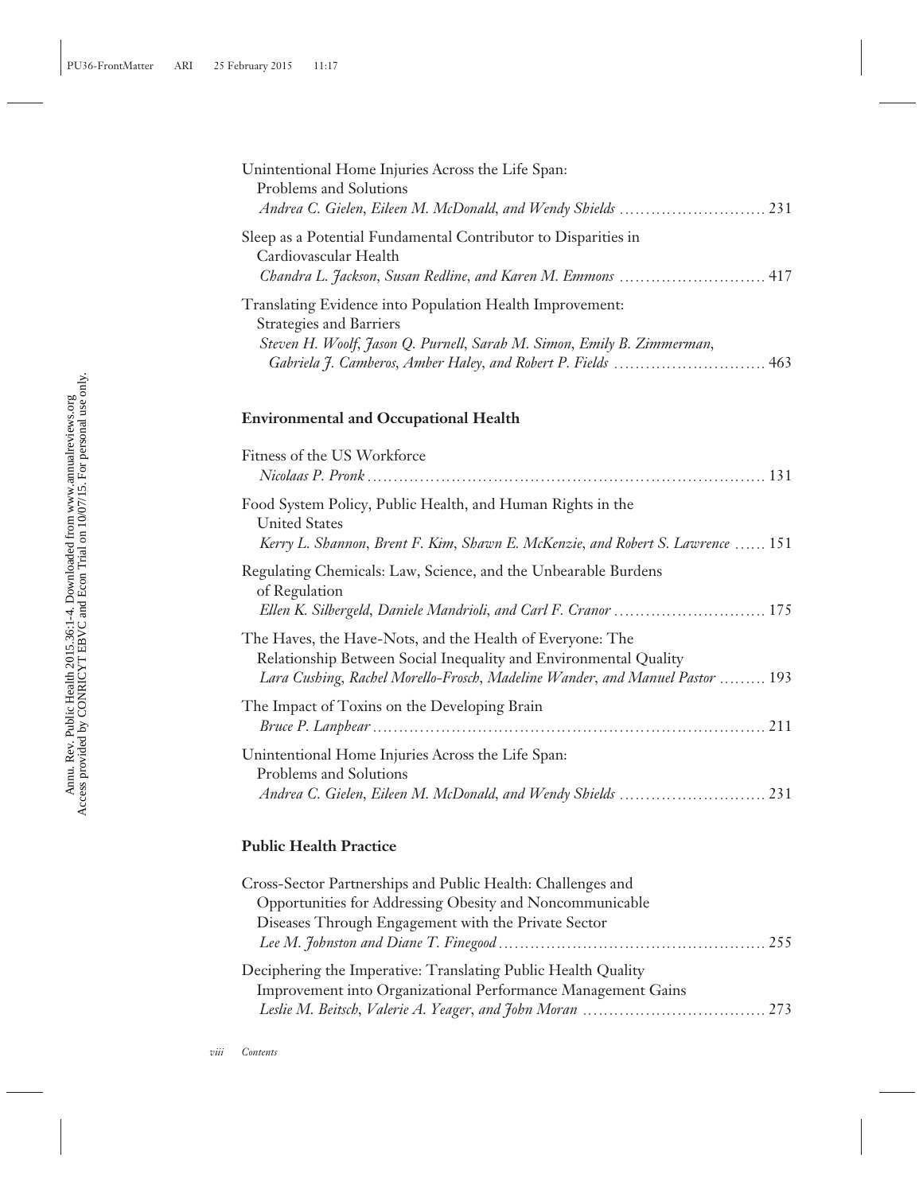Unintentional Home Injuries Across the Life Span: Problems and Solutions
*Andrea C. Gielen, Eileen M. McDonald, and Wendy Shields* ............................ 231

Sleep as a Potential Fundamental Contributor to Disparities in Cardiovascular Health
*Chandra L. Jackson, Susan Redline, and Karen M. Emmons* ............................ 417

Translating Evidence into Population Health Improvement: Strategies and Barriers
*Steven H. Woolf, Jason Q. Purnell, Sarah M. Simon, Emily B. Zimmerman, Gabriela J. Camberos, Amber Haley, and Robert P. Fields* ............................ 463

## Environmental and Occupational Health

Fitness of the US Workforce
*Nicolaas P. Pronk* ............................ 131

Food System Policy, Public Health, and Human Rights in the United States
*Kerry L. Shannon, Brent F. Kim, Shawn E. McKenzie, and Robert S. Lawrence* ...... 151

Regulating Chemicals: Law, Science, and the Unbearable Burdens of Regulation
*Ellen K. Silbergeld, Daniele Mandrioli, and Carl F. Cranor* ............................ 175

The Haves, the Have-Nots, and the Health of Everyone: The Relationship Between Social Inequality and Environmental Quality
*Lara Cushing, Rachel Morello-Frosch, Madeline Wander, and Manuel Pastor* ......... 193

The Impact of Toxins on the Developing Brain
*Bruce P. Lanphear* ............................ 211

Unintentional Home Injuries Across the Life Span: Problems and Solutions
*Andrea C. Gielen, Eileen M. McDonald, and Wendy Shields* ............................ 231

## Public Health Practice

Cross-Sector Partnerships and Public Health: Challenges and Opportunities for Addressing Obesity and Noncommunicable Diseases Through Engagement with the Private Sector
*Lee M. Johnston and Diane T. Finegood* ............................ 255

Deciphering the Imperative: Translating Public Health Quality Improvement into Organizational Performance Management Gains
*Leslie M. Beitsch, Valerie A. Yeager, and John Moran* ............................ 273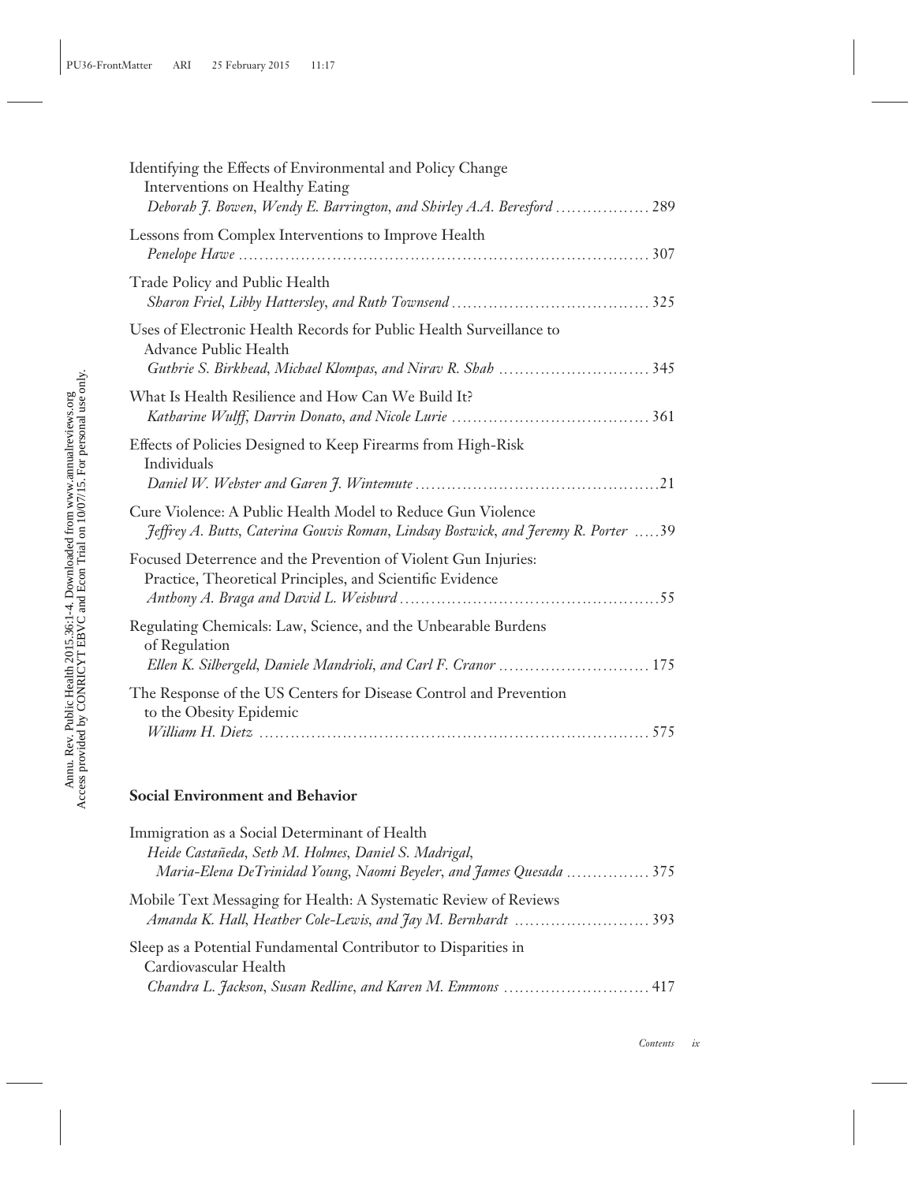Identifying the Effects of Environmental and Policy Change Interventions on Healthy Eating
*Deborah J. Bowen, Wendy E. Barrington, and Shirley A.A. Beresford* . . . . . . . . . . . . . . . . . . 289

Lessons from Complex Interventions to Improve Health
*Penelope Hawe* . . . . . . . . . . . . . . . . . . . . . . . . . . . . . . . . . . . . . . . . . . . . . . . . . . . . . . . . . . . . . . . . . . . . . . . . . 307

Trade Policy and Public Health
*Sharon Friel, Libby Hattersley, and Ruth Townsend* . . . . . . . . . . . . . . . . . . . . . . . . . . . . . . . . . . . . . 325

Uses of Electronic Health Records for Public Health Surveillance to Advance Public Health
*Guthrie S. Birkhead, Michael Klompas, and Nirav R. Shah* . . . . . . . . . . . . . . . . . . . . . . . . . . . . 345

What Is Health Resilience and How Can We Build It?
*Katharine Wulff, Darrin Donato, and Nicole Lurie* . . . . . . . . . . . . . . . . . . . . . . . . . . . . . . . . . . . . . 361

Effects of Policies Designed to Keep Firearms from High-Risk Individuals
*Daniel W. Webster and Garen J. Wintemute* . . . . . . . . . . . . . . . . . . . . . . . . . . . . . . . . . . . . . . . . . . . . . 21

Cure Violence: A Public Health Model to Reduce Gun Violence
*Jeffrey A. Butts, Caterina Gouvis Roman, Lindsay Bostwick, and Jeremy R. Porter* . . . . . 39

Focused Deterrence and the Prevention of Violent Gun Injuries: Practice, Theoretical Principles, and Scientific Evidence
*Anthony A. Braga and David L. Weisburd* . . . . . . . . . . . . . . . . . . . . . . . . . . . . . . . . . . . . . . . . . . . . . . . 55

Regulating Chemicals: Law, Science, and the Unbearable Burdens of Regulation
*Ellen K. Silbergeld, Daniele Mandrioli, and Carl F. Cranor* . . . . . . . . . . . . . . . . . . . . . . . . . . . . 175

The Response of the US Centers for Disease Control and Prevention to the Obesity Epidemic
*William H. Dietz* . . . . . . . . . . . . . . . . . . . . . . . . . . . . . . . . . . . . . . . . . . . . . . . . . . . . . . . . . . . . . . . . . . . . . . 575

## Social Environment and Behavior

Immigration as a Social Determinant of Health
*Heide Castañeda, Seth M. Holmes, Daniel S. Madrigal, Maria-Elena DeTrinidad Young, Naomi Beyeler, and James Quesada* . . . . . . . . . . . . . . . . 375

Mobile Text Messaging for Health: A Systematic Review of Reviews
*Amanda K. Hall, Heather Cole-Lewis, and Jay M. Bernhardt* . . . . . . . . . . . . . . . . . . . . . . . . . . 393

Sleep as a Potential Fundamental Contributor to Disparities in Cardiovascular Health
*Chandra L. Jackson, Susan Redline, and Karen M. Emmons* . . . . . . . . . . . . . . . . . . . . . . . . . . . . 417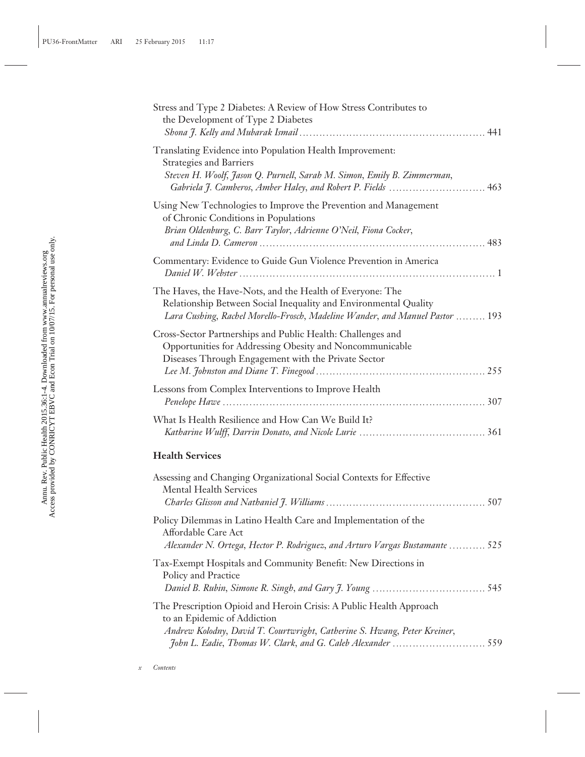Stress and Type 2 Diabetes: A Review of How Stress Contributes to the Development of Type 2 Diabetes
*Shona J. Kelly and Mubarak Ismail* .......... 441

Translating Evidence into Population Health Improvement: Strategies and Barriers
*Steven H. Woolf, Jason Q. Purnell, Sarah M. Simon, Emily B. Zimmerman, Gabriela J. Camberos, Amber Haley, and Robert P. Fields* .......... 463

Using New Technologies to Improve the Prevention and Management of Chronic Conditions in Populations
*Brian Oldenburg, C. Barr Taylor, Adrienne O'Neil, Fiona Cocker, and Linda D. Cameron* .......... 483

Commentary: Evidence to Guide Gun Violence Prevention in America
*Daniel W. Webster* .......... 1

The Haves, the Have-Nots, and the Health of Everyone: The Relationship Between Social Inequality and Environmental Quality
*Lara Cushing, Rachel Morello-Frosch, Madeline Wander, and Manuel Pastor* .......... 193

Cross-Sector Partnerships and Public Health: Challenges and Opportunities for Addressing Obesity and Noncommunicable Diseases Through Engagement with the Private Sector
*Lee M. Johnston and Diane T. Finegood* .......... 255

Lessons from Complex Interventions to Improve Health
*Penelope Hawe* .......... 307

What Is Health Resilience and How Can We Build It?
*Katharine Wulff, Darrin Donato, and Nicole Lurie* .......... 361

## Health Services

Assessing and Changing Organizational Social Contexts for Effective Mental Health Services
*Charles Glisson and Nathaniel J. Williams* .......... 507

Policy Dilemmas in Latino Health Care and Implementation of the Affordable Care Act
*Alexander N. Ortega, Hector P. Rodriguez, and Arturo Vargas Bustamante* .......... 525

Tax-Exempt Hospitals and Community Benefit: New Directions in Policy and Practice
*Daniel B. Rubin, Simone R. Singh, and Gary J. Young* .......... 545

The Prescription Opioid and Heroin Crisis: A Public Health Approach to an Epidemic of Addiction
*Andrew Kolodny, David T. Courtwright, Catherine S. Hwang, Peter Kreiner, John L. Eadie, Thomas W. Clark, and G. Caleb Alexander* .......... 559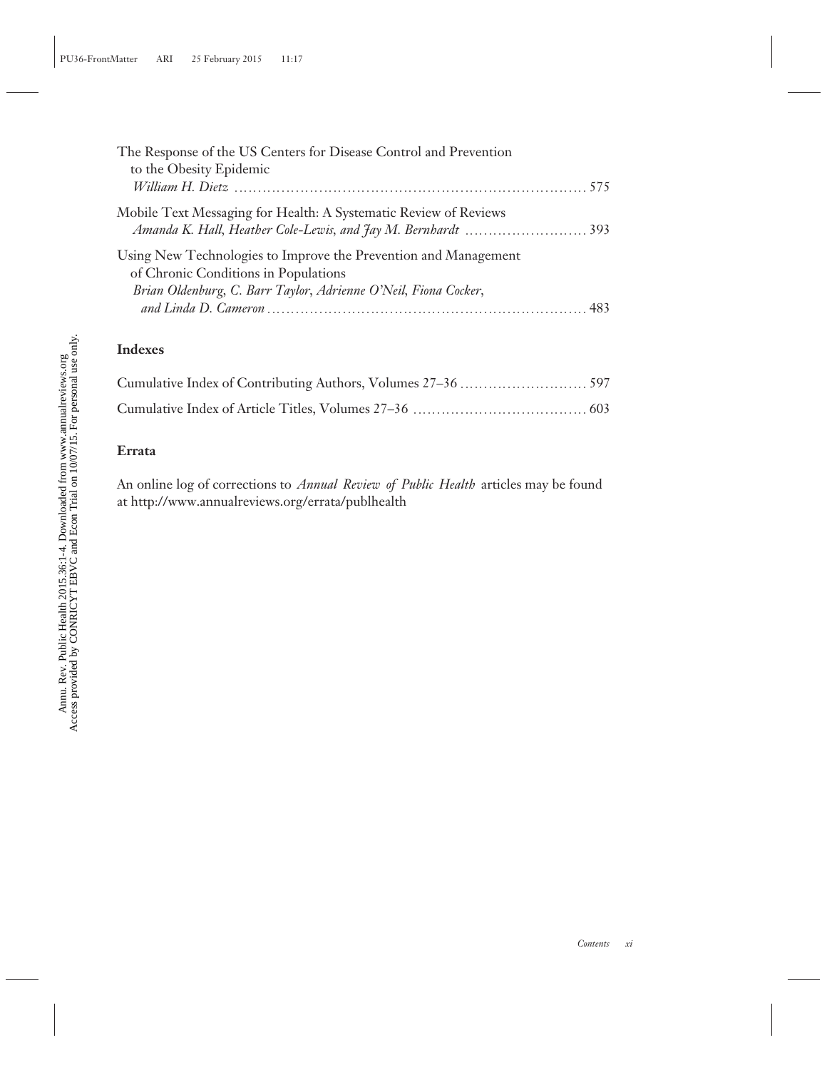The Response of the US Centers for Disease Control and Prevention to the Obesity Epidemic
*William H. Dietz* ........................................................................ 575

Mobile Text Messaging for Health: A Systematic Review of Reviews
*Amanda K. Hall, Heather Cole-Lewis, and Jay M. Bernhardt* ......................... 393

Using New Technologies to Improve the Prevention and Management of Chronic Conditions in Populations
*Brian Oldenburg, C. Barr Taylor, Adrienne O'Neil, Fiona Cocker, and Linda D. Cameron* ................................................................ 483

## Indexes

Cumulative Index of Contributing Authors, Volumes 27–36 .......................... 597

Cumulative Index of Article Titles, Volumes 27–36 .................................... 603

## Errata

An online log of corrections to *Annual Review of Public Health* articles may be found at http://www.annualreviews.org/errata/publhealth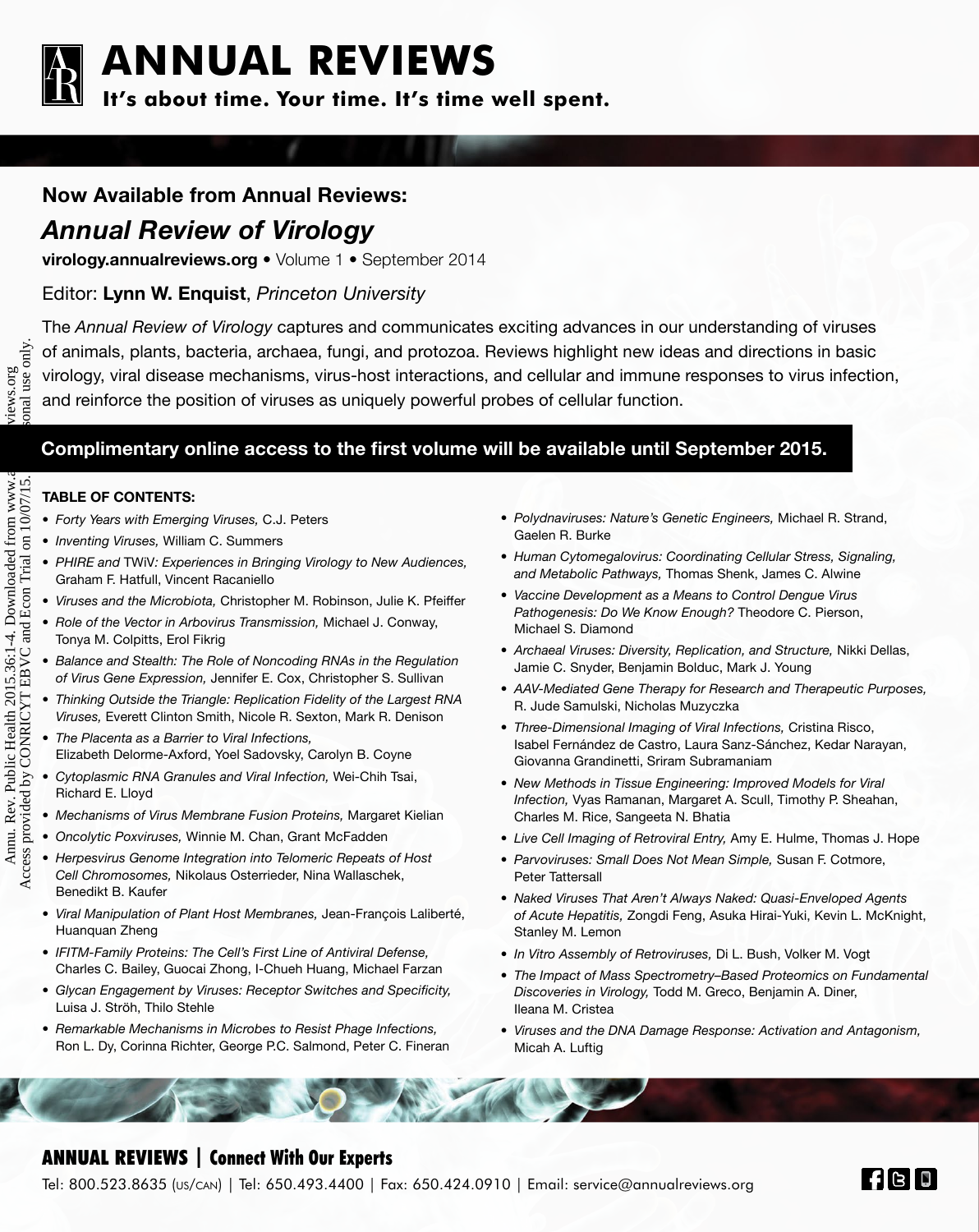# ANNUAL REVIEWS

**It's about time. Your time. It's time well spent.**

## Now Available from Annual Reviews:

## *Annual Review of Virology*

**virology.annualreviews.org** • Volume 1 • September 2014

Editor: **Lynn W. Enquist**, *Princeton University*

The *Annual Review of Virology* captures and communicates exciting advances in our understanding of viruses of animals, plants, bacteria, archaea, fungi, and protozoa. Reviews highlight new ideas and directions in basic virology, viral disease mechanisms, virus-host interactions, and cellular and immune responses to virus infection, and reinforce the position of viruses as uniquely powerful probes of cellular function.

**Complimentary online access to the first volume will be available until September 2015.**

### TABLE OF CONTENTS:

- *Forty Years with Emerging Viruses,* C.J. Peters
- *Inventing Viruses,* William C. Summers
- *PHIRE and* TWiV*: Experiences in Bringing Virology to New Audiences,* Graham F. Hatfull, Vincent Racaniello
- *Viruses and the Microbiota,* Christopher M. Robinson, Julie K. Pfeiffer
- *Role of the Vector in Arbovirus Transmission,* Michael J. Conway, Tonya M. Colpitts, Erol Fikrig
- *Balance and Stealth: The Role of Noncoding RNAs in the Regulation of Virus Gene Expression,* Jennifer E. Cox, Christopher S. Sullivan
- *Thinking Outside the Triangle: Replication Fidelity of the Largest RNA Viruses,* Everett Clinton Smith, Nicole R. Sexton, Mark R. Denison
- *The Placenta as a Barrier to Viral Infections,* Elizabeth Delorme-Axford, Yoel Sadovsky, Carolyn B. Coyne
- *Cytoplasmic RNA Granules and Viral Infection,* Wei-Chih Tsai, Richard E. Lloyd
- *Mechanisms of Virus Membrane Fusion Proteins,* Margaret Kielian
- *Oncolytic Poxviruses,* Winnie M. Chan, Grant McFadden
- *Herpesvirus Genome Integration into Telomeric Repeats of Host Cell Chromosomes,* Nikolaus Osterrieder, Nina Wallaschek, Benedikt B. Kaufer
- *Viral Manipulation of Plant Host Membranes,* Jean-François Laliberté, Huanquan Zheng
- *IFITM-Family Proteins: The Cell's First Line of Antiviral Defense,* Charles C. Bailey, Guocai Zhong, I-Chueh Huang, Michael Farzan
- *Glycan Engagement by Viruses: Receptor Switches and Specificity,* Luisa J. Ströh, Thilo Stehle
- *Remarkable Mechanisms in Microbes to Resist Phage Infections,* Ron L. Dy, Corinna Richter, George P.C. Salmond, Peter C. Fineran
- *Polydnaviruses: Nature's Genetic Engineers,* Michael R. Strand, Gaelen R. Burke
- *Human Cytomegalovirus: Coordinating Cellular Stress, Signaling, and Metabolic Pathways,* Thomas Shenk, James C. Alwine
- *Vaccine Development as a Means to Control Dengue Virus Pathogenesis: Do We Know Enough?* Theodore C. Pierson, Michael S. Diamond
- *Archaeal Viruses: Diversity, Replication, and Structure,* Nikki Dellas, Jamie C. Snyder, Benjamin Bolduc, Mark J. Young
- *AAV-Mediated Gene Therapy for Research and Therapeutic Purposes,* R. Jude Samulski, Nicholas Muzyczka
- *Three-Dimensional Imaging of Viral Infections,* Cristina Risco, Isabel Fernández de Castro, Laura Sanz-Sánchez, Kedar Narayan, Giovanna Grandinetti, Sriram Subramaniam
- *New Methods in Tissue Engineering: Improved Models for Viral Infection,* Vyas Ramanan, Margaret A. Scull, Timothy P. Sheahan, Charles M. Rice, Sangeeta N. Bhatia
- *Live Cell Imaging of Retroviral Entry,* Amy E. Hulme, Thomas J. Hope
- *Parvoviruses: Small Does Not Mean Simple,* Susan F. Cotmore, Peter Tattersall
- *Naked Viruses That Aren't Always Naked: Quasi-Enveloped Agents of Acute Hepatitis,* Zongdi Feng, Asuka Hirai-Yuki, Kevin L. McKnight, Stanley M. Lemon
- *In Vitro Assembly of Retroviruses,* Di L. Bush, Volker M. Vogt
- *The Impact of Mass Spectrometry–Based Proteomics on Fundamental Discoveries in Virology,* Todd M. Greco, Benjamin A. Diner, Ileana M. Cristea
- *Viruses and the DNA Damage Response: Activation and Antagonism,* Micah A. Luftig

**ANNUAL REVIEWS | Connect With Our Experts**

Tel: 800.523.8635 (US/CAN) | Tel: 650.493.4400 | Fax: 650.424.0910 | Email: service@annualreviews.org